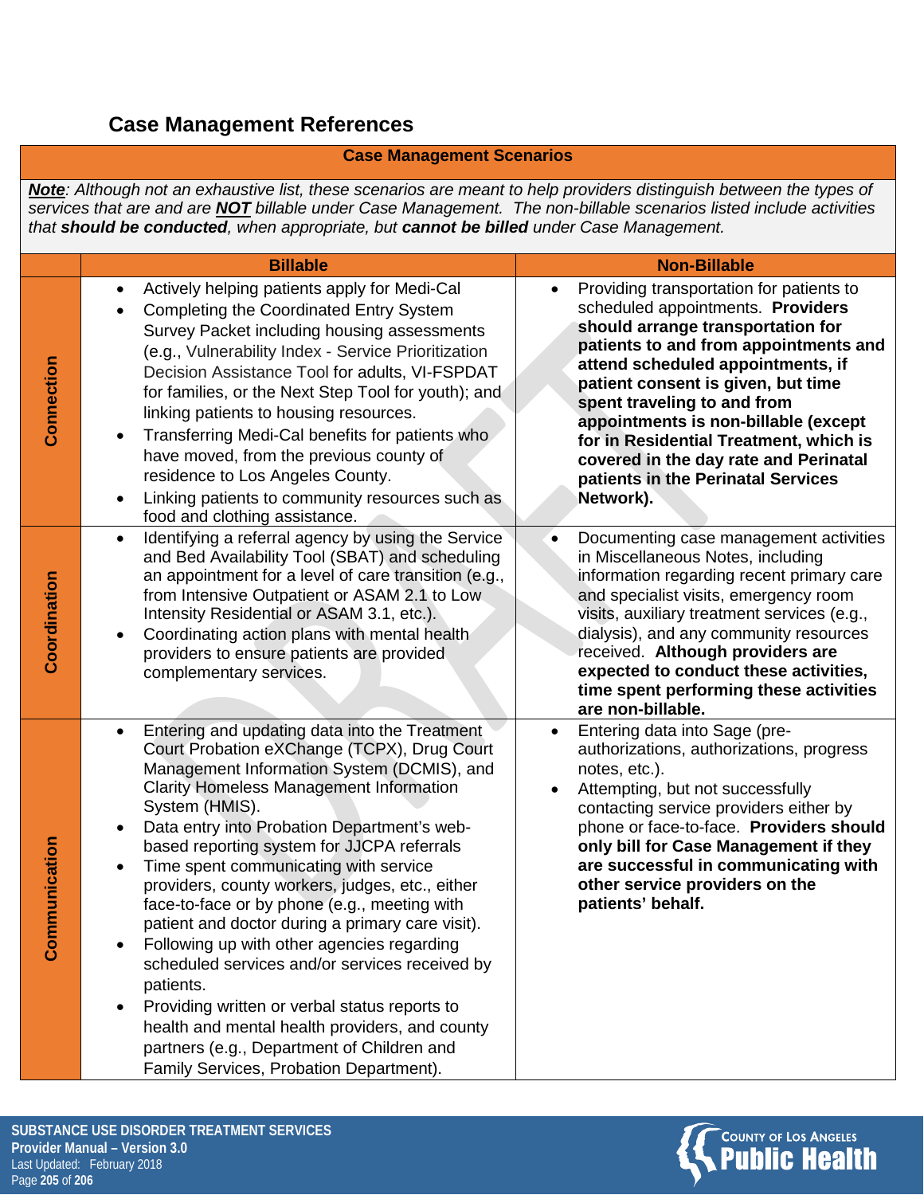## Case Management References

**Case Management Scenarios**

***Note***: *Although not an exhaustive list, these scenarios are meant to help providers distinguish between the types of services that are and are* ***NOT*** *billable under Case Management. The non-billable scenarios listed include activities that* ***should be conducted****, when appropriate, but* ***cannot be billed*** *under Case Management.*

| | Billable | Non-Billable |
|---|---|---|
| **Connection** | • Actively helping patients apply for Medi-Cal<br>• Completing the Coordinated Entry System Survey Packet including housing assessments (e.g., Vulnerability Index - Service Prioritization Decision Assistance Tool for adults, VI-FSPDAT for families, or the Next Step Tool for youth); and linking patients to housing resources.<br>• Transferring Medi-Cal benefits for patients who have moved, from the previous county of residence to Los Angeles County.<br>• Linking patients to community resources such as food and clothing assistance. | • Providing transportation for patients to scheduled appointments. **Providers should arrange transportation for patients to and from appointments and attend scheduled appointments, if patient consent is given, but time spent traveling to and from appointments is non-billable (except for in Residential Treatment, which is covered in the day rate and Perinatal patients in the Perinatal Services Network).** |
| **Coordination** | • Identifying a referral agency by using the Service and Bed Availability Tool (SBAT) and scheduling an appointment for a level of care transition (e.g., from Intensive Outpatient or ASAM 2.1 to Low Intensity Residential or ASAM 3.1, etc.).<br>• Coordinating action plans with mental health providers to ensure patients are provided complementary services. | • Documenting case management activities in Miscellaneous Notes, including information regarding recent primary care and specialist visits, emergency room visits, auxiliary treatment services (e.g., dialysis), and any community resources received. **Although providers are expected to conduct these activities, time spent performing these activities are non-billable.** |
| **Communication** | • Entering and updating data into the Treatment Court Probation eXChange (TCPX), Drug Court Management Information System (DCMIS), and Clarity Homeless Management Information System (HMIS).<br>• Data entry into Probation Department's web-based reporting system for JJCPA referrals<br>• Time spent communicating with service providers, county workers, judges, etc., either face-to-face or by phone (e.g., meeting with patient and doctor during a primary care visit).<br>• Following up with other agencies regarding scheduled services and/or services received by patients.<br>• Providing written or verbal status reports to health and mental health providers, and county partners (e.g., Department of Children and Family Services, Probation Department). | • Entering data into Sage (pre-authorizations, authorizations, progress notes, etc.).<br>• Attempting, but not successfully contacting service providers either by phone or face-to-face. **Providers should only bill for Case Management if they are successful in communicating with other service providers on the patients' behalf.** |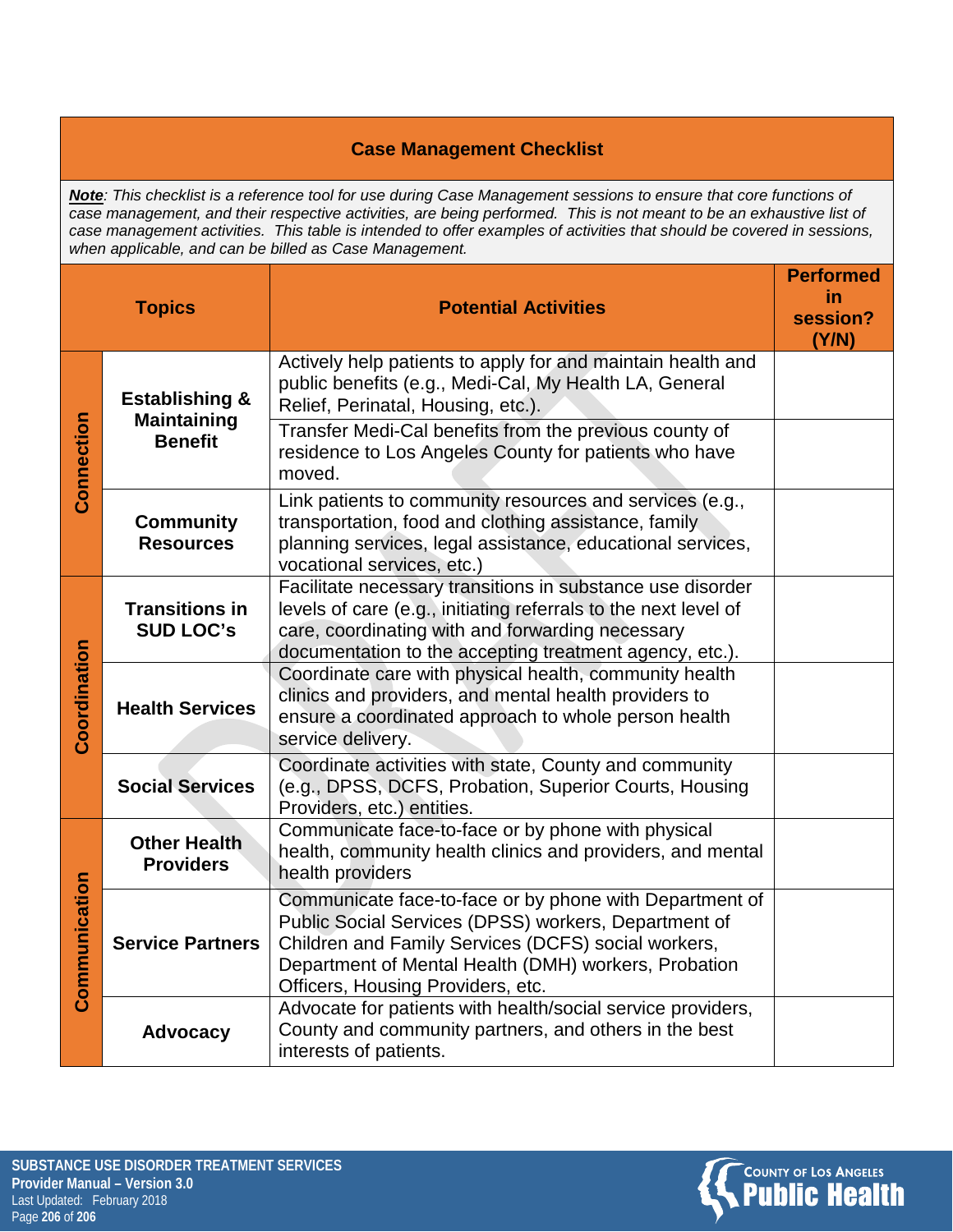## Case Management Checklist

***Note**: This checklist is a reference tool for use during Case Management sessions to ensure that core functions of case management, and their respective activities, are being performed. This is not meant to be an exhaustive list of case management activities. This table is intended to offer examples of activities that should be covered in sessions, when applicable, and can be billed as Case Management.*

| Topics | | Potential Activities | Performed in session? (Y/N) |
|---|---|---|---|
| **Connection** | **Establishing & Maintaining Benefit** | Actively help patients to apply for and maintain health and public benefits (e.g., Medi-Cal, My Health LA, General Relief, Perinatal, Housing, etc.). | |
| | | Transfer Medi-Cal benefits from the previous county of residence to Los Angeles County for patients who have moved. | |
| | **Community Resources** | Link patients to community resources and services (e.g., transportation, food and clothing assistance, family planning services, legal assistance, educational services, vocational services, etc.) | |
| **Coordination** | **Transitions in SUD LOC's** | Facilitate necessary transitions in substance use disorder levels of care (e.g., initiating referrals to the next level of care, coordinating with and forwarding necessary documentation to the accepting treatment agency, etc.). | |
| | **Health Services** | Coordinate care with physical health, community health clinics and providers, and mental health providers to ensure a coordinated approach to whole person health service delivery. | |
| | **Social Services** | Coordinate activities with state, County and community (e.g., DPSS, DCFS, Probation, Superior Courts, Housing Providers, etc.) entities. | |
| **Communication** | **Other Health Providers** | Communicate face-to-face or by phone with physical health, community health clinics and providers, and mental health providers | |
| | **Service Partners** | Communicate face-to-face or by phone with Department of Public Social Services (DPSS) workers, Department of Children and Family Services (DCFS) social workers, Department of Mental Health (DMH) workers, Probation Officers, Housing Providers, etc. | |
| | **Advocacy** | Advocate for patients with health/social service providers, County and community partners, and others in the best interests of patients. | |